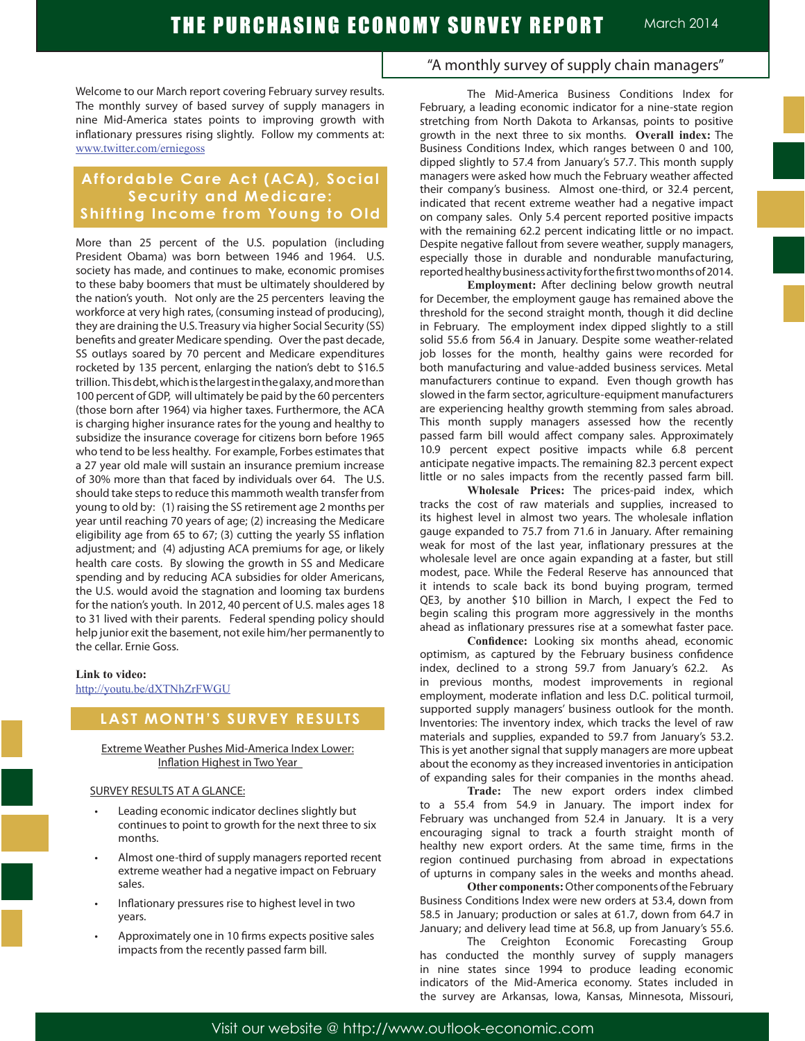# THE PURCHASING ECONOMY SURVEY REPORT

March 2014

"A monthly survey of supply chain managers"

Welcome to our March report covering February survey results. The monthly survey of based survey of supply managers in nine Mid-America states points to improving growth with inflationary pressures rising slightly. Follow my comments at: www.twitter.com/erniegoss

## Affordable Care Act (ACA), Social Security and Medicare: Shifting Income from Young to Old

More than 25 percent of the U.S. population (including President Obama) was born between 1946 and 1964. U.S. society has made, and continues to make, economic promises to these baby boomers that must be ultimately shouldered by the nation's youth. Not only are the 25 percenters leaving the workforce at very high rates, (consuming instead of producing), they are draining the U.S. Treasury via higher Social Security (SS) benefits and greater Medicare spending. Over the past decade, SS outlays soared by 70 percent and Medicare expenditures rocketed by 135 percent, enlarging the nation's debt to $16.5 trillion. This debt, which is the largest in the galaxy, and more than 100 percent of GDP, will ultimately be paid by the 60 percenters (those born after 1964) via higher taxes. Furthermore, the ACA is charging higher insurance rates for the young and healthy to subsidize the insurance coverage for citizens born before 1965 who tend to be less healthy. For example, Forbes estimates that a 27 year old male will sustain an insurance premium increase of 30% more than that faced by individuals over 64. The U.S. should take steps to reduce this mammoth wealth transfer from young to old by: (1) raising the SS retirement age 2 months per year until reaching 70 years of age; (2) increasing the Medicare eligibility age from 65 to 67; (3) cutting the yearly SS inflation adjustment; and (4) adjusting ACA premiums for age, or likely health care costs. By slowing the growth in SS and Medicare spending and by reducing ACA subsidies for older Americans, the U.S. would avoid the stagnation and looming tax burdens for the nation's youth. In 2012, 40 percent of U.S. males ages 18 to 31 lived with their parents. Federal spending policy should help junior exit the basement, not exile him/her permanently to the cellar. Ernie Goss.

**Link to video:**
http://youtu.be/dXTNhZrFWGU

## LAST MONTH'S SURVEY RESULTS

Extreme Weather Pushes Mid-America Index Lower: Inflation Highest in Two Year

SURVEY RESULTS AT A GLANCE:

- Leading economic indicator declines slightly but continues to point to growth for the next three to six months.
- Almost one-third of supply managers reported recent extreme weather had a negative impact on February sales.
- Inflationary pressures rise to highest level in two years.
- Approximately one in 10 firms expects positive sales impacts from the recently passed farm bill.

The Mid-America Business Conditions Index for February, a leading economic indicator for a nine-state region stretching from North Dakota to Arkansas, points to positive growth in the next three to six months. **Overall index:** The Business Conditions Index, which ranges between 0 and 100, dipped slightly to 57.4 from January's 57.7. This month supply managers were asked how much the February weather affected their company's business. Almost one-third, or 32.4 percent, indicated that recent extreme weather had a negative impact on company sales. Only 5.4 percent reported positive impacts with the remaining 62.2 percent indicating little or no impact. Despite negative fallout from severe weather, supply managers, especially those in durable and nondurable manufacturing, reported healthy business activity for the first two months of 2014.

**Employment:** After declining below growth neutral for December, the employment gauge has remained above the threshold for the second straight month, though it did decline in February. The employment index dipped slightly to a still solid 55.6 from 56.4 in January. Despite some weather-related job losses for the month, healthy gains were recorded for both manufacturing and value-added business services. Metal manufacturers continue to expand. Even though growth has slowed in the farm sector, agriculture-equipment manufacturers are experiencing healthy growth stemming from sales abroad. This month supply managers assessed how the recently passed farm bill would affect company sales. Approximately 10.9 percent expect positive impacts while 6.8 percent anticipate negative impacts. The remaining 82.3 percent expect little or no sales impacts from the recently passed farm bill.

**Wholesale Prices:** The prices-paid index, which tracks the cost of raw materials and supplies, increased to its highest level in almost two years. The wholesale inflation gauge expanded to 75.7 from 71.6 in January. After remaining weak for most of the last year, inflationary pressures at the wholesale level are once again expanding at a faster, but still modest, pace. While the Federal Reserve has announced that it intends to scale back its bond buying program, termed QE3, by another $10 billion in March, I expect the Fed to begin scaling this program more aggressively in the months ahead as inflationary pressures rise at a somewhat faster pace.

**Confidence:** Looking six months ahead, economic optimism, as captured by the February business confidence index, declined to a strong 59.7 from January's 62.2. As in previous months, modest improvements in regional employment, moderate inflation and less D.C. political turmoil, supported supply managers' business outlook for the month. Inventories: The inventory index, which tracks the level of raw materials and supplies, expanded to 59.7 from January's 53.2. This is yet another signal that supply managers are more upbeat about the economy as they increased inventories in anticipation of expanding sales for their companies in the months ahead.

**Trade:** The new export orders index climbed to a 55.4 from 54.9 in January. The import index for February was unchanged from 52.4 in January. It is a very encouraging signal to track a fourth straight month of healthy new export orders. At the same time, firms in the region continued purchasing from abroad in expectations of upturns in company sales in the weeks and months ahead.

**Other components:** Other components of the February Business Conditions Index were new orders at 53.4, down from 58.5 in January; production or sales at 61.7, down from 64.7 in January; and delivery lead time at 56.8, up from January's 55.6.

The Creighton Economic Forecasting Group has conducted the monthly survey of supply managers in nine states since 1994 to produce leading economic indicators of the Mid-America economy. States included in the survey are Arkansas, Iowa, Kansas, Minnesota, Missouri,

Visit our website @ http://www.outlook-economic.com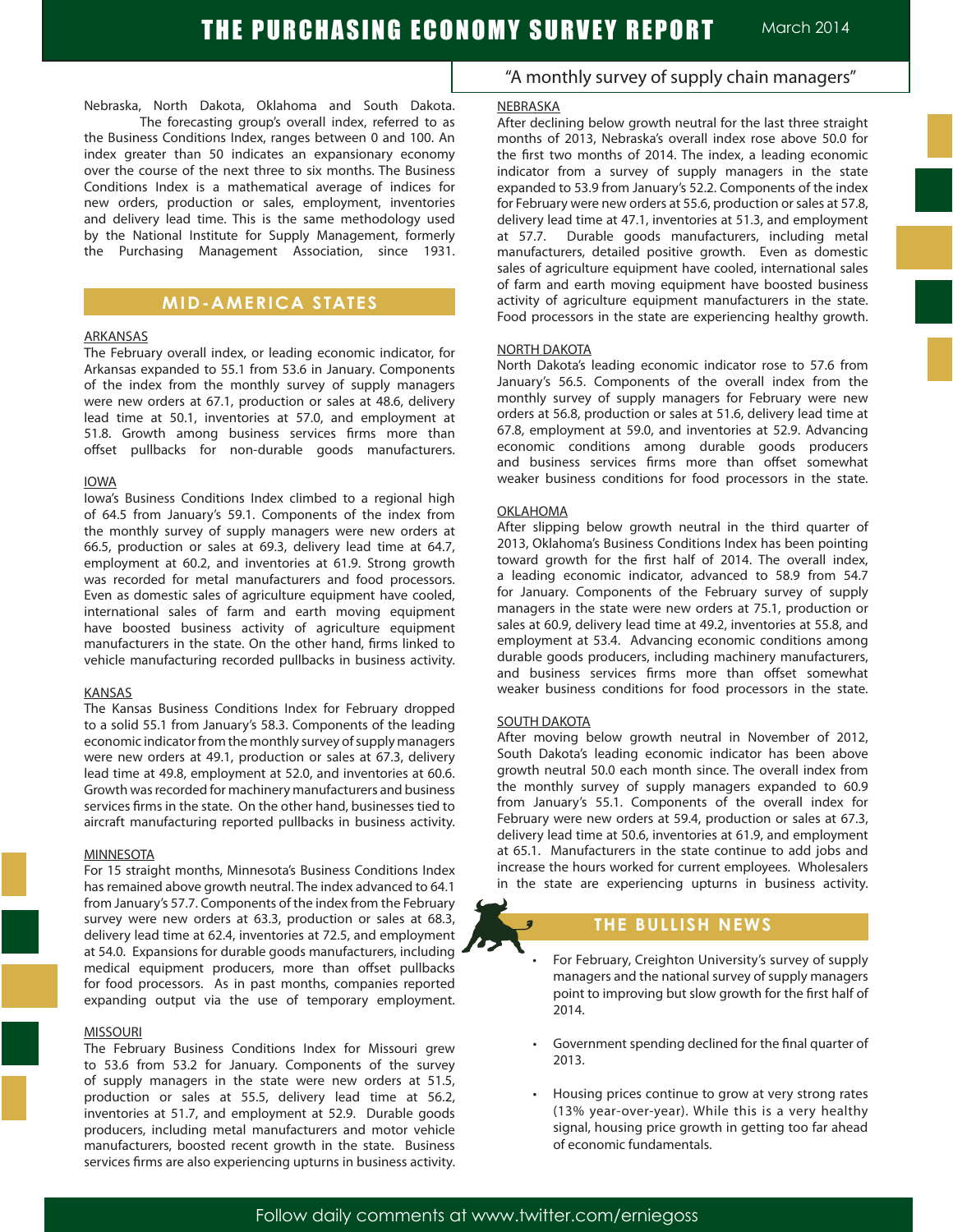Nebraska, North Dakota, Oklahoma and South Dakota.

The forecasting group's overall index, referred to as the Business Conditions Index, ranges between 0 and 100. An index greater than 50 indicates an expansionary economy over the course of the next three to six months. The Business Conditions Index is a mathematical average of indices for new orders, production or sales, employment, inventories and delivery lead time. This is the same methodology used by the National Institute for Supply Management, formerly the Purchasing Management Association, since 1931.

## MID-AMERICA STATES

### ARKANSAS

The February overall index, or leading economic indicator, for Arkansas expanded to 55.1 from 53.6 in January. Components of the index from the monthly survey of supply managers were new orders at 67.1, production or sales at 48.6, delivery lead time at 50.1, inventories at 57.0, and employment at 51.8. Growth among business services firms more than offset pullbacks for non-durable goods manufacturers.

### IOWA

Iowa's Business Conditions Index climbed to a regional high of 64.5 from January's 59.1. Components of the index from the monthly survey of supply managers were new orders at 66.5, production or sales at 69.3, delivery lead time at 64.7, employment at 60.2, and inventories at 61.9. Strong growth was recorded for metal manufacturers and food processors. Even as domestic sales of agriculture equipment have cooled, international sales of farm and earth moving equipment have boosted business activity of agriculture equipment manufacturers in the state. On the other hand, firms linked to vehicle manufacturing recorded pullbacks in business activity.

### KANSAS

The Kansas Business Conditions Index for February dropped to a solid 55.1 from January's 58.3. Components of the leading economic indicator from the monthly survey of supply managers were new orders at 49.1, production or sales at 67.3, delivery lead time at 49.8, employment at 52.0, and inventories at 60.6. Growth was recorded for machinery manufacturers and business services firms in the state. On the other hand, businesses tied to aircraft manufacturing reported pullbacks in business activity.

### MINNESOTA

For 15 straight months, Minnesota's Business Conditions Index has remained above growth neutral. The index advanced to 64.1 from January's 57.7. Components of the index from the February survey were new orders at 63.3, production or sales at 68.3, delivery lead time at 62.4, inventories at 72.5, and employment at 54.0. Expansions for durable goods manufacturers, including medical equipment producers, more than offset pullbacks for food processors. As in past months, companies reported expanding output via the use of temporary employment.

### MISSOURI

The February Business Conditions Index for Missouri grew to 53.6 from 53.2 for January. Components of the survey of supply managers in the state were new orders at 51.5, production or sales at 55.5, delivery lead time at 56.2, inventories at 51.7, and employment at 52.9. Durable goods producers, including metal manufacturers and motor vehicle manufacturers, boosted recent growth in the state. Business services firms are also experiencing upturns in business activity.

### NEBRASKA

After declining below growth neutral for the last three straight months of 2013, Nebraska's overall index rose above 50.0 for the first two months of 2014. The index, a leading economic indicator from a survey of supply managers in the state expanded to 53.9 from January's 52.2. Components of the index for February were new orders at 55.6, production or sales at 57.8, delivery lead time at 47.1, inventories at 51.3, and employment at 57.7. Durable goods manufacturers, including metal manufacturers, detailed positive growth. Even as domestic sales of agriculture equipment have cooled, international sales of farm and earth moving equipment have boosted business activity of agriculture equipment manufacturers in the state. Food processors in the state are experiencing healthy growth.

### NORTH DAKOTA

North Dakota's leading economic indicator rose to 57.6 from January's 56.5. Components of the overall index from the monthly survey of supply managers for February were new orders at 56.8, production or sales at 51.6, delivery lead time at 67.8, employment at 59.0, and inventories at 52.9. Advancing economic conditions among durable goods producers and business services firms more than offset somewhat weaker business conditions for food processors in the state.

### OKLAHOMA

After slipping below growth neutral in the third quarter of 2013, Oklahoma's Business Conditions Index has been pointing toward growth for the first half of 2014. The overall index, a leading economic indicator, advanced to 58.9 from 54.7 for January. Components of the February survey of supply managers in the state were new orders at 75.1, production or sales at 60.9, delivery lead time at 49.2, inventories at 55.8, and employment at 53.4. Advancing economic conditions among durable goods producers, including machinery manufacturers, and business services firms more than offset somewhat weaker business conditions for food processors in the state.

### SOUTH DAKOTA

After moving below growth neutral in November of 2012, South Dakota's leading economic indicator has been above growth neutral 50.0 each month since. The overall index from the monthly survey of supply managers expanded to 60.9 from January's 55.1. Components of the overall index for February were new orders at 59.4, production or sales at 67.3, delivery lead time at 50.6, inventories at 61.9, and employment at 65.1. Manufacturers in the state continue to add jobs and increase the hours worked for current employees. Wholesalers in the state are experiencing upturns in business activity.

## THE BULLISH NEWS

- For February, Creighton University's survey of supply managers and the national survey of supply managers point to improving but slow growth for the first half of 2014.
- Government spending declined for the final quarter of 2013.
- Housing prices continue to grow at very strong rates (13% year-over-year). While this is a very healthy signal, housing price growth in getting too far ahead of economic fundamentals.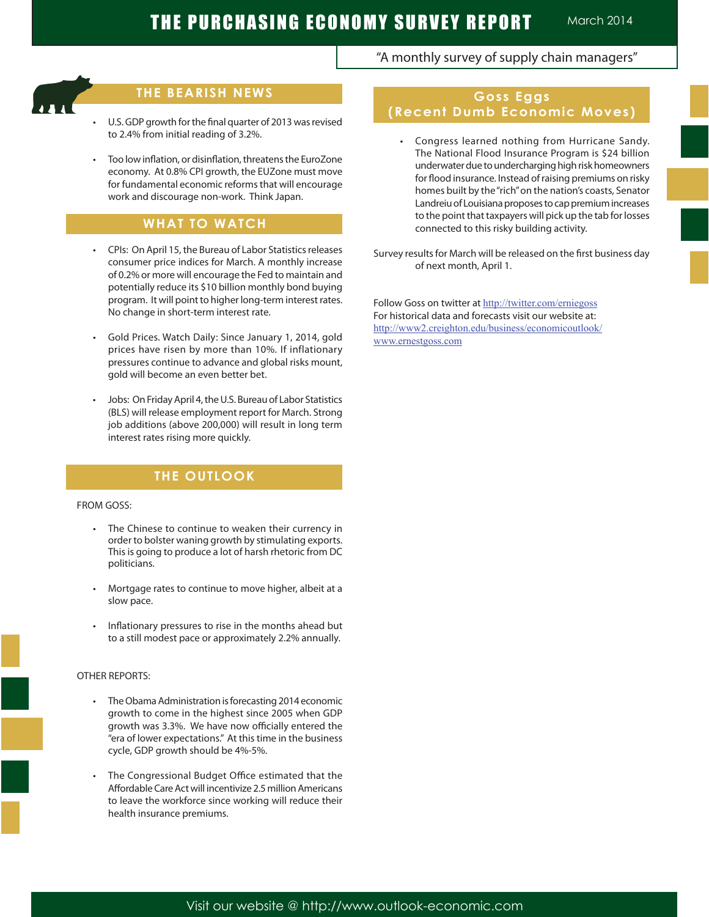## THE BEARISH NEWS

- U.S. GDP growth for the final quarter of 2013 was revised to 2.4% from initial reading of 3.2%.
- Too low inflation, or disinflation, threatens the EuroZone economy. At 0.8% CPI growth, the EUZone must move for fundamental economic reforms that will encourage work and discourage non-work. Think Japan.

## WHAT TO WATCH

- CPIs: On April 15, the Bureau of Labor Statistics releases consumer price indices for March. A monthly increase of 0.2% or more will encourage the Fed to maintain and potentially reduce its $10 billion monthly bond buying program. It will point to higher long-term interest rates. No change in short-term interest rate.
- Gold Prices. Watch Daily: Since January 1, 2014, gold prices have risen by more than 10%. If inflationary pressures continue to advance and global risks mount, gold will become an even better bet.
- Jobs: On Friday April 4, the U.S. Bureau of Labor Statistics (BLS) will release employment report for March. Strong job additions (above 200,000) will result in long term interest rates rising more quickly.

## THE OUTLOOK

FROM GOSS:

- The Chinese to continue to weaken their currency in order to bolster waning growth by stimulating exports. This is going to produce a lot of harsh rhetoric from DC politicians.
- Mortgage rates to continue to move higher, albeit at a slow pace.
- Inflationary pressures to rise in the months ahead but to a still modest pace or approximately 2.2% annually.

OTHER REPORTS:

- The Obama Administration is forecasting 2014 economic growth to come in the highest since 2005 when GDP growth was 3.3%. We have now officially entered the "era of lower expectations." At this time in the business cycle, GDP growth should be 4%-5%.
- The Congressional Budget Office estimated that the Affordable Care Act will incentivize 2.5 million Americans to leave the workforce since working will reduce their health insurance premiums.

## Goss Eggs (Recent Dumb Economic Moves)

- Congress learned nothing from Hurricane Sandy. The National Flood Insurance Program is $24 billion underwater due to undercharging high risk homeowners for flood insurance. Instead of raising premiums on risky homes built by the "rich" on the nation's coasts, Senator Landreiu of Louisiana proposes to cap premium increases to the point that taxpayers will pick up the tab for losses connected to this risky building activity.

Survey results for March will be released on the first business day of next month, April 1.

Follow Goss on twitter at http://twitter.com/erniegoss
For historical data and forecasts visit our website at:
http://www2.creighton.edu/business/economicoutlook/
www.ernestgoss.com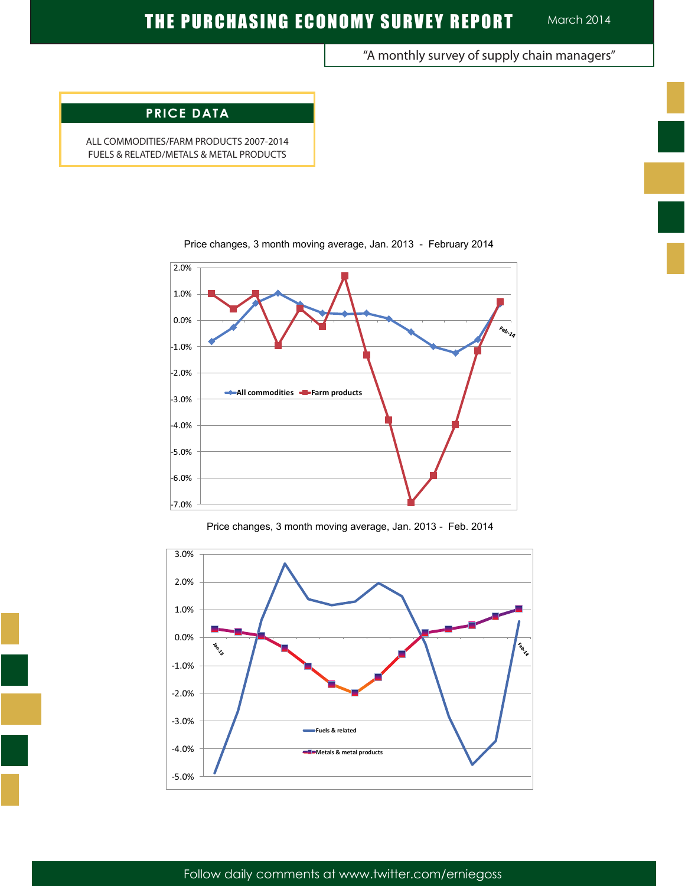# PRICE DATA

ALL COMMODITIES/FARM PRODUCTS 2007-2014
FUELS & RELATED/METALS & METAL PRODUCTS

Price changes, 3 month moving average, Jan. 2013 - February 2014

2.0%
1.0%
0.0%
-1.0%
-2.0%
-3.0%
-4.0%
-5.0%
-6.0%
-7.0%

Feb-14

All commodities
Farm products

Price changes, 3 month moving average, Jan. 2013 - Feb. 2014

3.0%
2.0%
1.0%
0.0%
-1.0%
-2.0%
-3.0%
-4.0%
-5.0%

Jan-13
Feb-14

Fuels & related
Metals & metal products